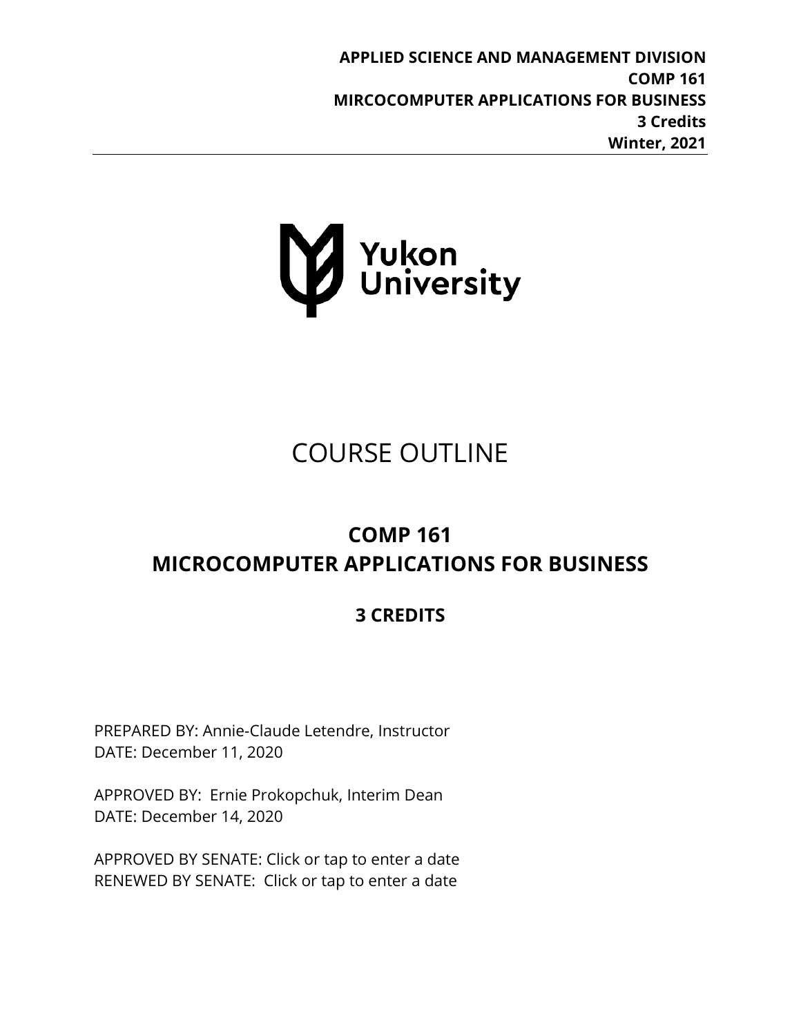**APPLIED SCIENCE AND MANAGEMENT DIVISION**
**COMP 161**
**MIRCOCOMPUTER APPLICATIONS FOR BUSINESS**
**3 Credits**
**Winter, 2021**

Yukon University

# COURSE OUTLINE

## COMP 161
## MICROCOMPUTER APPLICATIONS FOR BUSINESS

### 3 CREDITS

PREPARED BY: Annie-Claude Letendre, Instructor
DATE: December 11, 2020

APPROVED BY: Ernie Prokopchuk, Interim Dean
DATE: December 14, 2020

APPROVED BY SENATE: Click or tap to enter a date
RENEWED BY SENATE: Click or tap to enter a date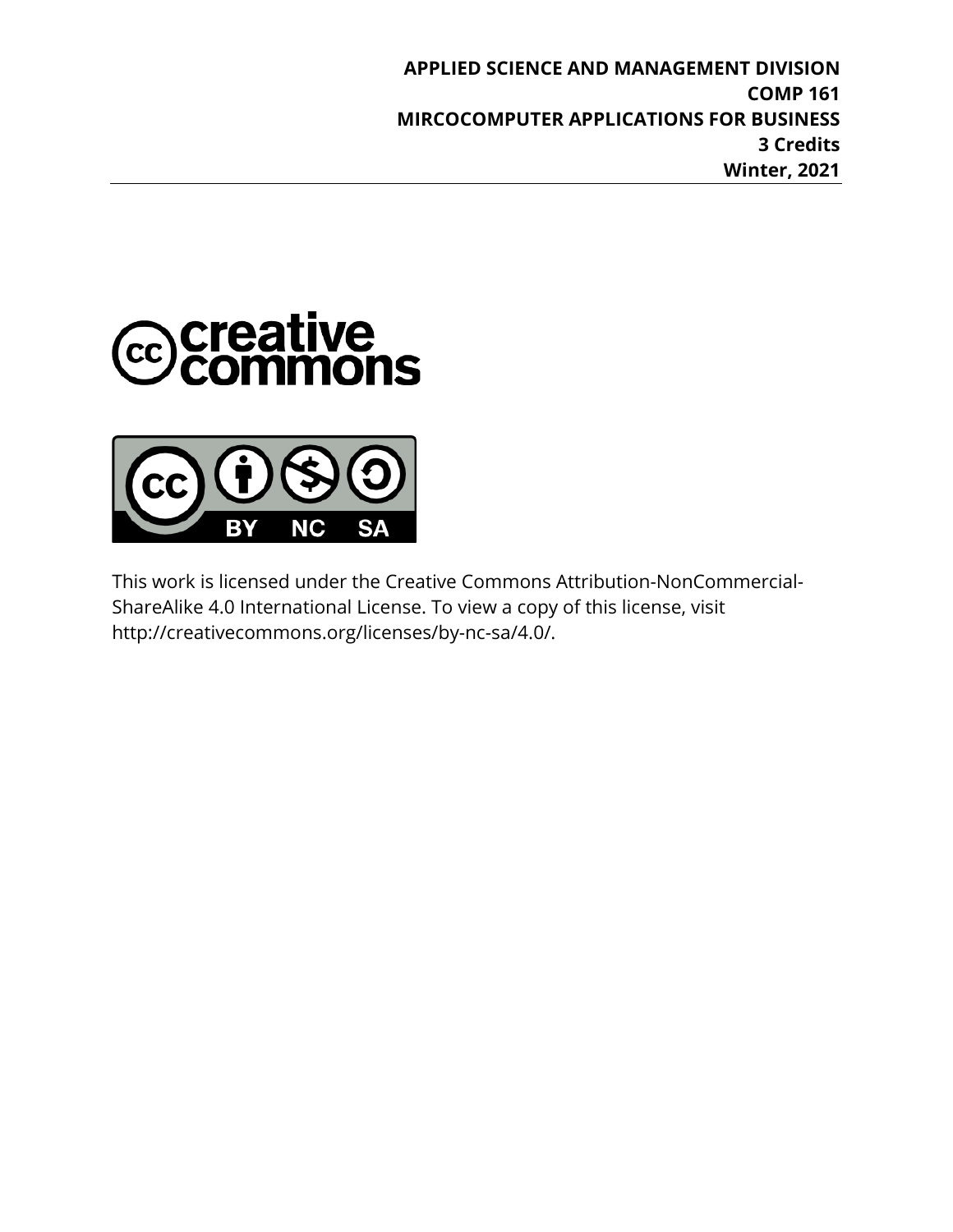**APPLIED SCIENCE AND MANAGEMENT DIVISION**
**COMP 161**
**MIRCOCOMPUTER APPLICATIONS FOR BUSINESS**
**3 Credits**
**Winter, 2021**

---

This work is licensed under the Creative Commons Attribution-NonCommercial-ShareAlike 4.0 International License. To view a copy of this license, visit http://creativecommons.org/licenses/by-nc-sa/4.0/.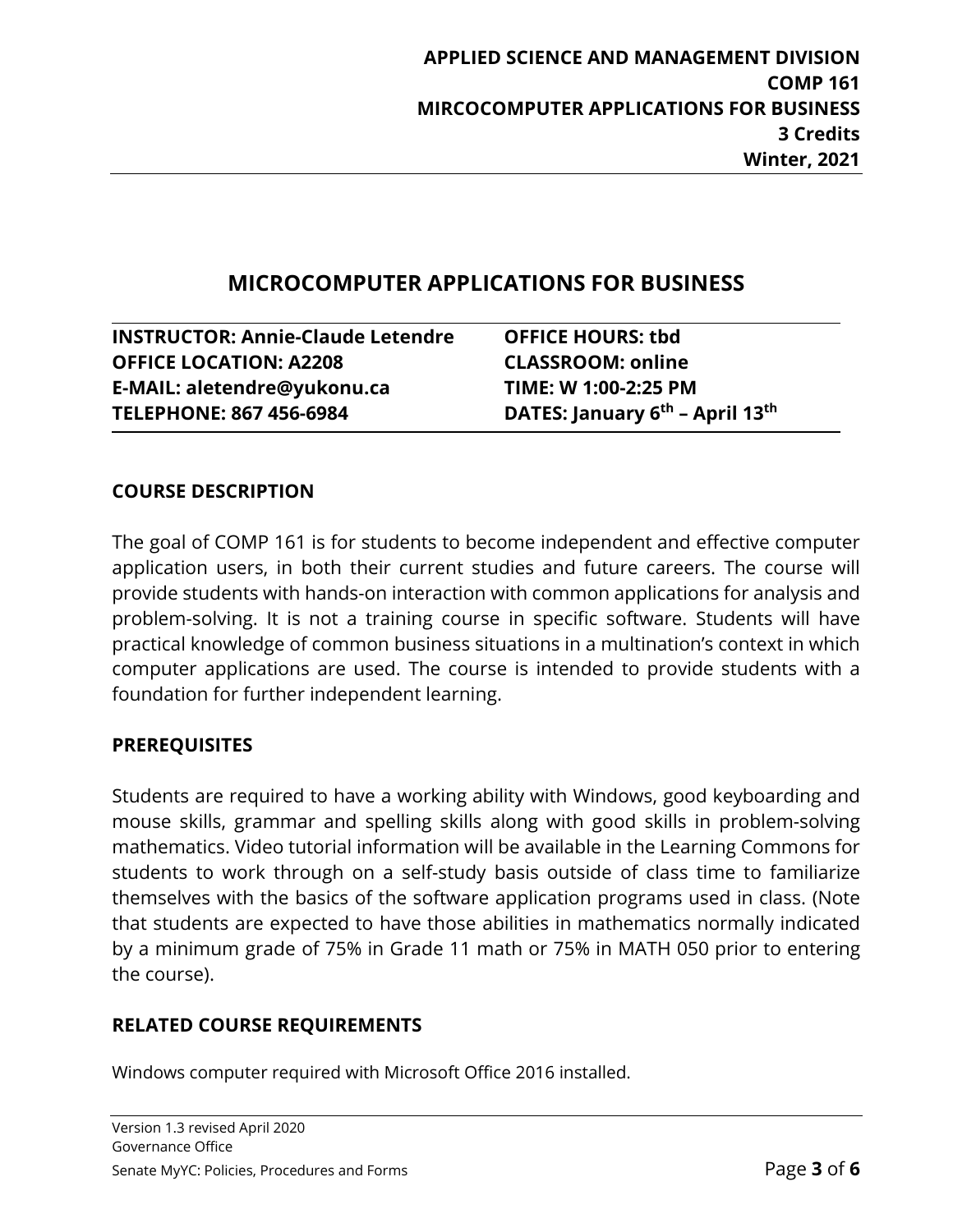**APPLIED SCIENCE AND MANAGEMENT DIVISION**
**COMP 161**
**MIRCOCOMPUTER APPLICATIONS FOR BUSINESS**
**3 Credits**
**Winter, 2021**

# MICROCOMPUTER APPLICATIONS FOR BUSINESS

**INSTRUCTOR: Annie-Claude Letendre**
**OFFICE LOCATION: A2208**
**E-MAIL: aletendre@yukonu.ca**
**TELEPHONE: 867 456-6984**

**OFFICE HOURS: tbd**
**CLASSROOM: online**
**TIME: W 1:00-2:25 PM**
**DATES: January 6th – April 13th**

## COURSE DESCRIPTION

The goal of COMP 161 is for students to become independent and effective computer application users, in both their current studies and future careers. The course will provide students with hands-on interaction with common applications for analysis and problem-solving. It is not a training course in specific software. Students will have practical knowledge of common business situations in a multination's context in which computer applications are used. The course is intended to provide students with a foundation for further independent learning.

## PREREQUISITES

Students are required to have a working ability with Windows, good keyboarding and mouse skills, grammar and spelling skills along with good skills in problem-solving mathematics. Video tutorial information will be available in the Learning Commons for students to work through on a self-study basis outside of class time to familiarize themselves with the basics of the software application programs used in class. (Note that students are expected to have those abilities in mathematics normally indicated by a minimum grade of 75% in Grade 11 math or 75% in MATH 050 prior to entering the course).

## RELATED COURSE REQUIREMENTS

Windows computer required with Microsoft Office 2016 installed.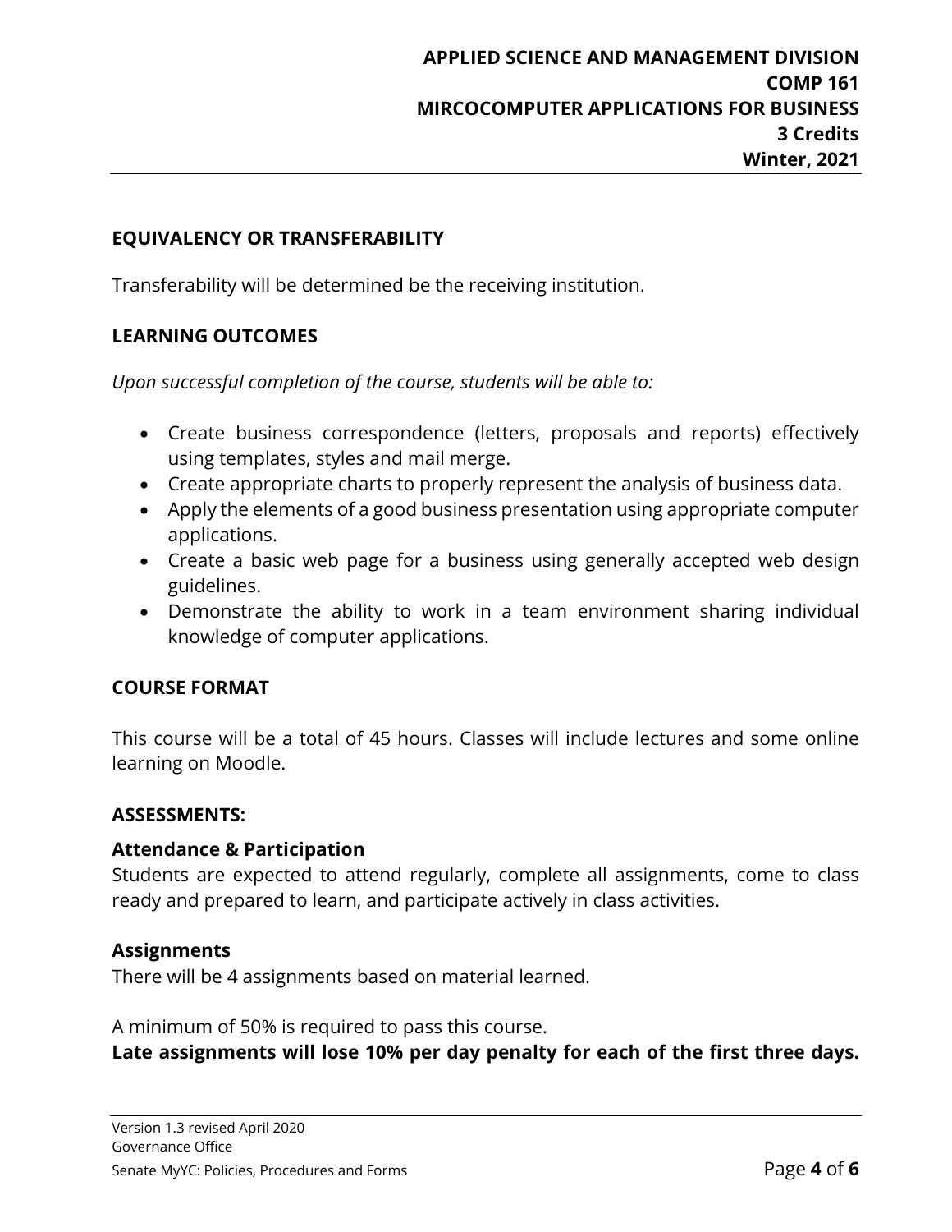## EQUIVALENCY OR TRANSFERABILITY

Transferability will be determined be the receiving institution.

## LEARNING OUTCOMES

*Upon successful completion of the course, students will be able to:*

- Create business correspondence (letters, proposals and reports) effectively using templates, styles and mail merge.
- Create appropriate charts to properly represent the analysis of business data.
- Apply the elements of a good business presentation using appropriate computer applications.
- Create a basic web page for a business using generally accepted web design guidelines.
- Demonstrate the ability to work in a team environment sharing individual knowledge of computer applications.

## COURSE FORMAT

This course will be a total of 45 hours. Classes will include lectures and some online learning on Moodle.

## ASSESSMENTS:

### Attendance & Participation

Students are expected to attend regularly, complete all assignments, come to class ready and prepared to learn, and participate actively in class activities.

### Assignments

There will be 4 assignments based on material learned.

A minimum of 50% is required to pass this course.

**Late assignments will lose 10% per day penalty for each of the first three days.**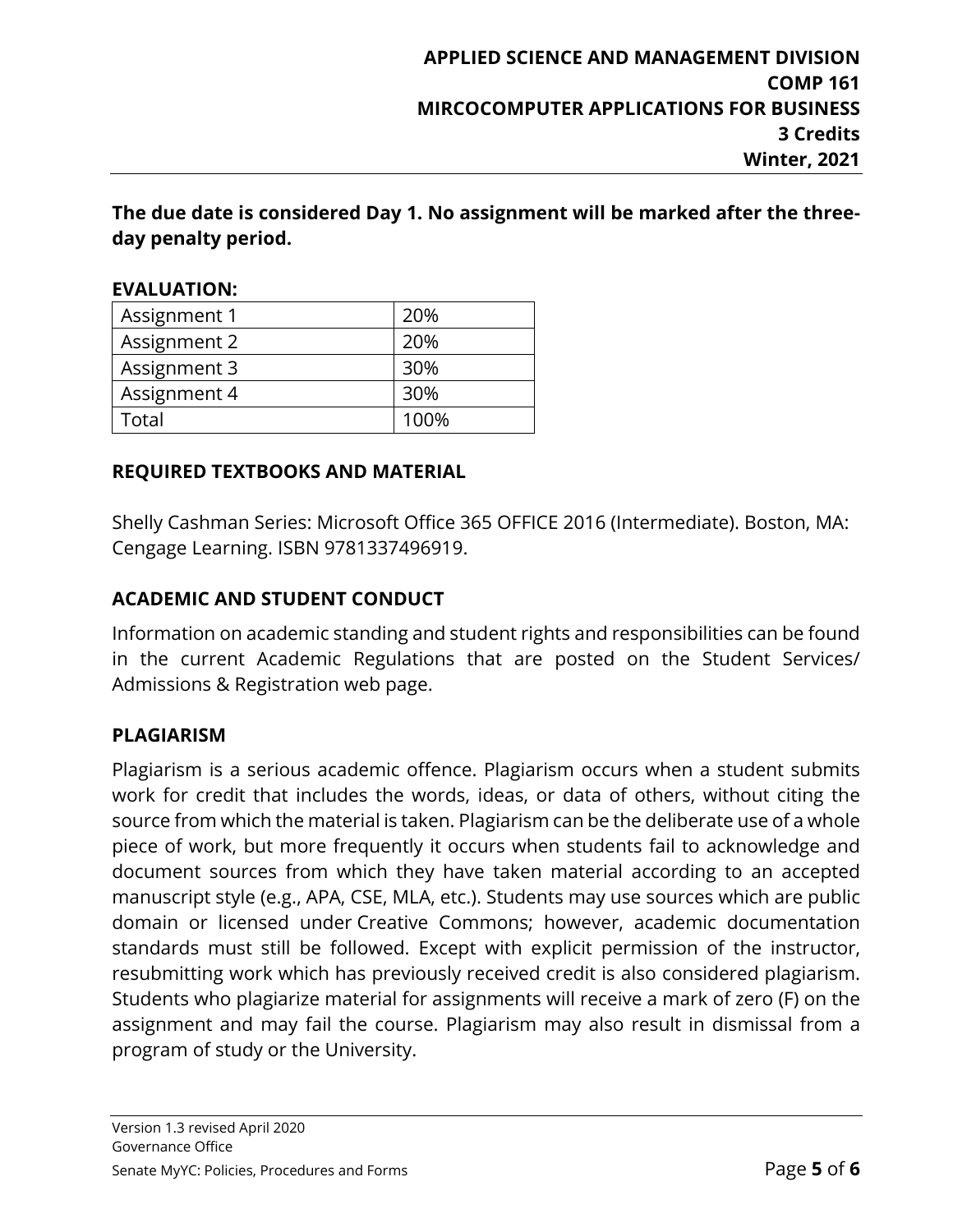**The due date is considered Day 1. No assignment will be marked after the three-day penalty period.**

**EVALUATION:**

| Assignment 1 | 20% |
|---|---|
| Assignment 2 | 20% |
| Assignment 3 | 30% |
| Assignment 4 | 30% |
| Total | 100% |

**REQUIRED TEXTBOOKS AND MATERIAL**

Shelly Cashman Series: Microsoft Office 365 OFFICE 2016 (Intermediate). Boston, MA: Cengage Learning. ISBN 9781337496919.

**ACADEMIC AND STUDENT CONDUCT**

Information on academic standing and student rights and responsibilities can be found in the current Academic Regulations that are posted on the Student Services/ Admissions & Registration web page.

**PLAGIARISM**

Plagiarism is a serious academic offence. Plagiarism occurs when a student submits work for credit that includes the words, ideas, or data of others, without citing the source from which the material is taken. Plagiarism can be the deliberate use of a whole piece of work, but more frequently it occurs when students fail to acknowledge and document sources from which they have taken material according to an accepted manuscript style (e.g., APA, CSE, MLA, etc.). Students may use sources which are public domain or licensed under Creative Commons; however, academic documentation standards must still be followed. Except with explicit permission of the instructor, resubmitting work which has previously received credit is also considered plagiarism. Students who plagiarize material for assignments will receive a mark of zero (F) on the assignment and may fail the course. Plagiarism may also result in dismissal from a program of study or the University.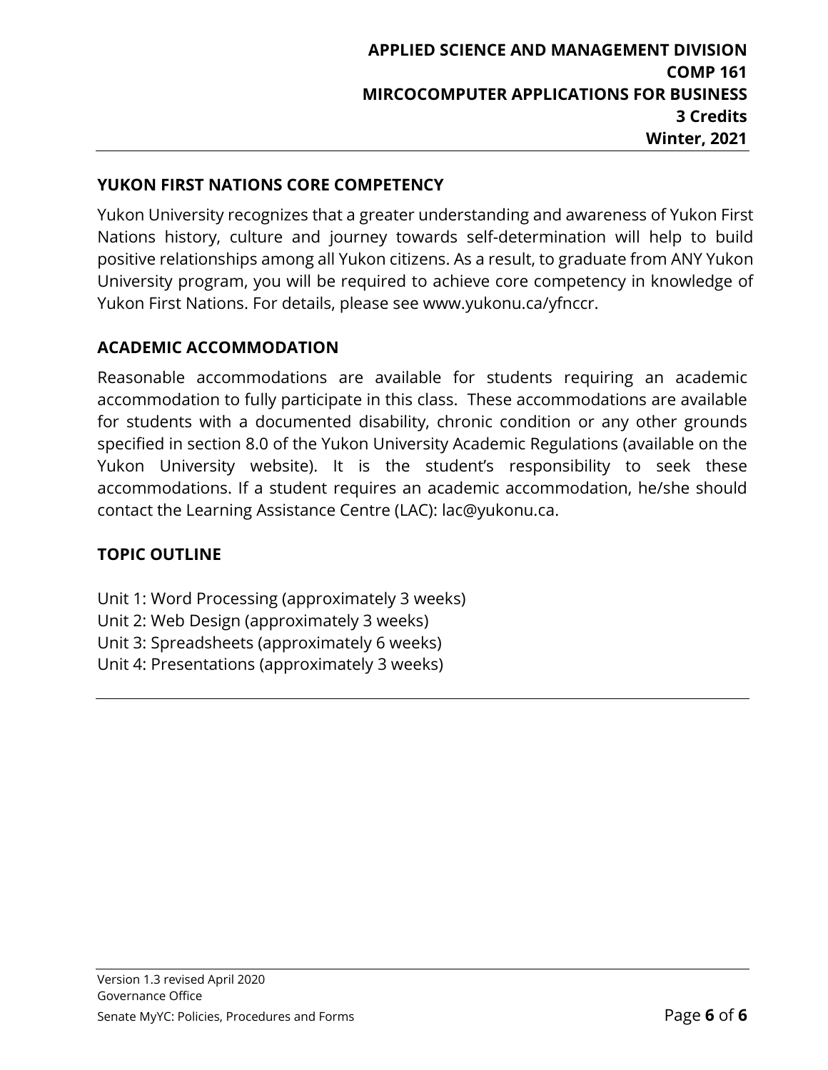## YUKON FIRST NATIONS CORE COMPETENCY

Yukon University recognizes that a greater understanding and awareness of Yukon First Nations history, culture and journey towards self-determination will help to build positive relationships among all Yukon citizens. As a result, to graduate from ANY Yukon University program, you will be required to achieve core competency in knowledge of Yukon First Nations. For details, please see www.yukonu.ca/yfnccr.

## ACADEMIC ACCOMMODATION

Reasonable accommodations are available for students requiring an academic accommodation to fully participate in this class. These accommodations are available for students with a documented disability, chronic condition or any other grounds specified in section 8.0 of the Yukon University Academic Regulations (available on the Yukon University website). It is the student's responsibility to seek these accommodations. If a student requires an academic accommodation, he/she should contact the Learning Assistance Centre (LAC): lac@yukonu.ca.

## TOPIC OUTLINE

Unit 1: Word Processing (approximately 3 weeks)
Unit 2: Web Design (approximately 3 weeks)
Unit 3: Spreadsheets (approximately 6 weeks)
Unit 4: Presentations (approximately 3 weeks)